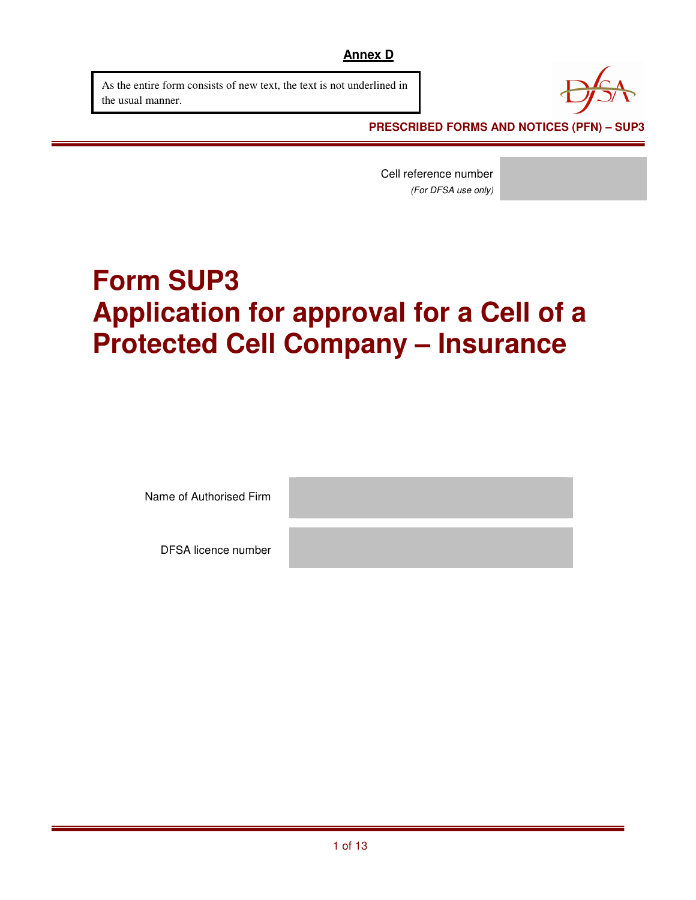**Annex D**

> As the entire form consists of new text, the text is not underlined in the usual manner.

**PRESCRIBED FORMS AND NOTICES (PFN) – SUP3**

| Cell reference number *(For DFSA use only)* | |
|---|---|

# Form SUP3
# Application for approval for a Cell of a Protected Cell Company – Insurance

| | |
|---|---|
| Name of Authorised Firm | |
| DFSA licence number | |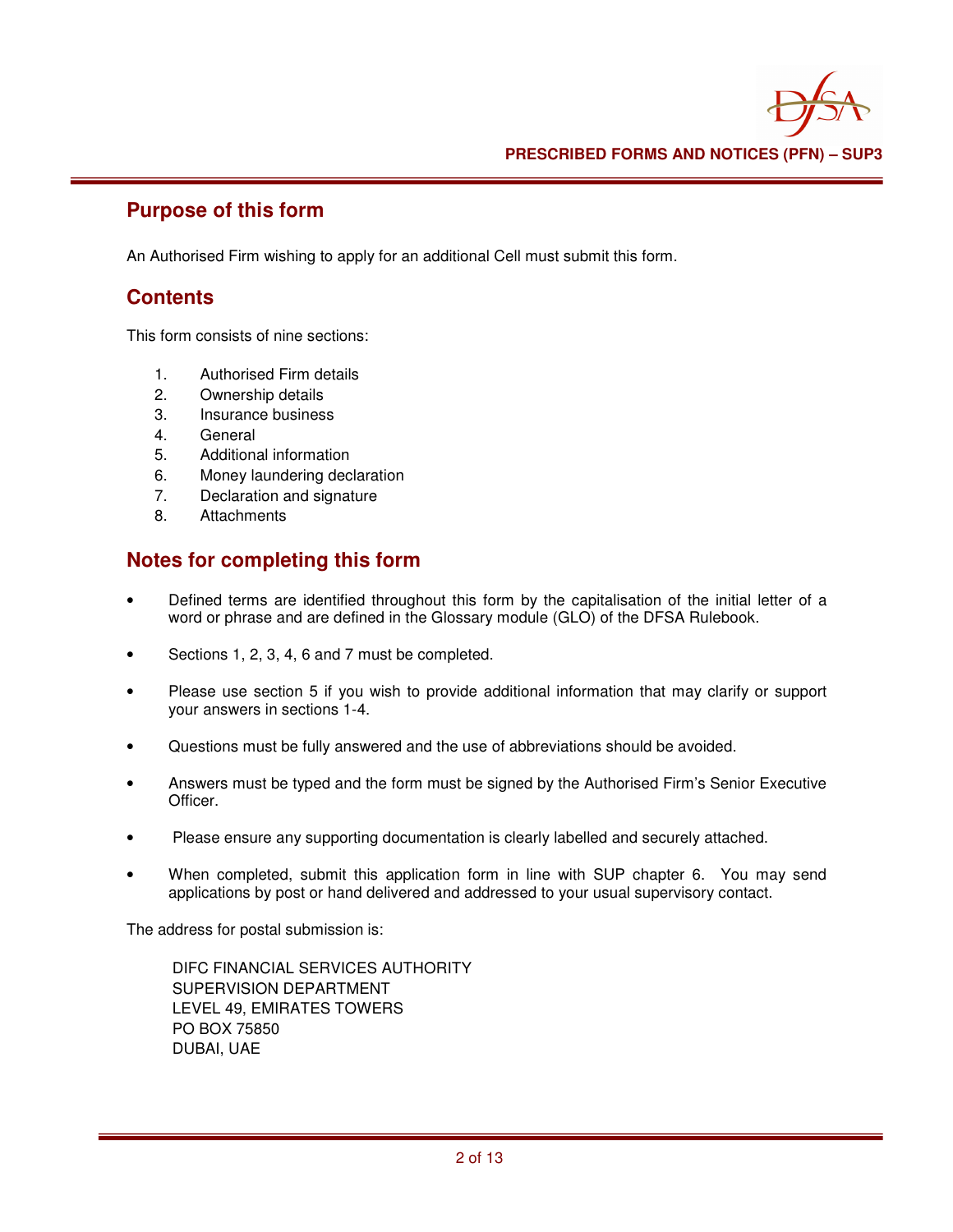## Purpose of this form

An Authorised Firm wishing to apply for an additional Cell must submit this form.

## Contents

This form consists of nine sections:

1. Authorised Firm details
2. Ownership details
3. Insurance business
4. General
5. Additional information
6. Money laundering declaration
7. Declaration and signature
8. Attachments

## Notes for completing this form

- Defined terms are identified throughout this form by the capitalisation of the initial letter of a word or phrase and are defined in the Glossary module (GLO) of the DFSA Rulebook.
- Sections 1, 2, 3, 4, 6 and 7 must be completed.
- Please use section 5 if you wish to provide additional information that may clarify or support your answers in sections 1-4.
- Questions must be fully answered and the use of abbreviations should be avoided.
- Answers must be typed and the form must be signed by the Authorised Firm's Senior Executive Officer.
- Please ensure any supporting documentation is clearly labelled and securely attached.
- When completed, submit this application form in line with SUP chapter 6. You may send applications by post or hand delivered and addressed to your usual supervisory contact.

The address for postal submission is:

DIFC FINANCIAL SERVICES AUTHORITY
SUPERVISION DEPARTMENT
LEVEL 49, EMIRATES TOWERS
PO BOX 75850
DUBAI, UAE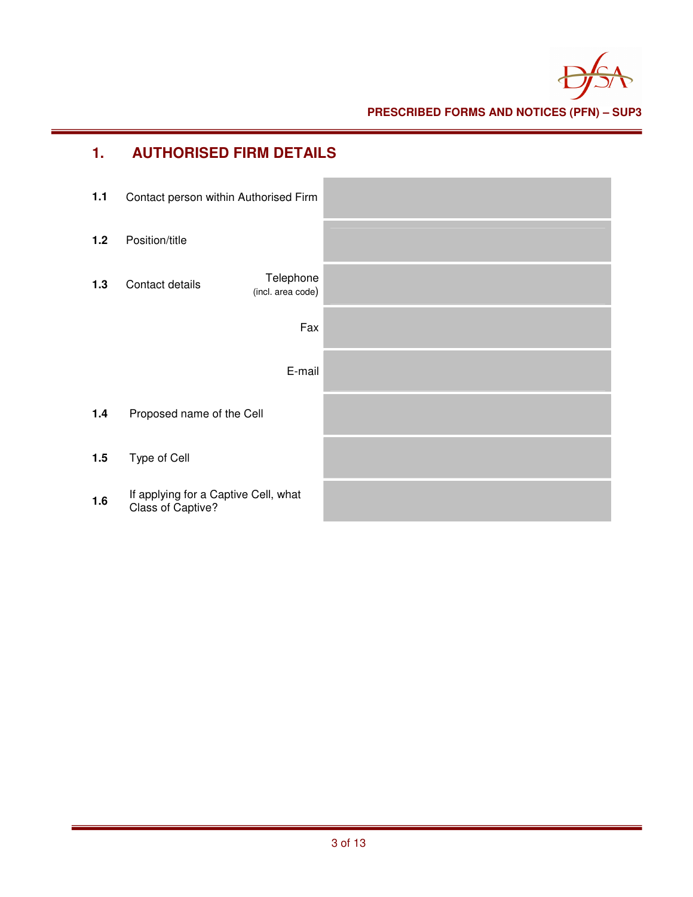## 1. AUTHORISED FIRM DETAILS

| | | |
|---|---|---|
| **1.1** | Contact person within Authorised Firm | |
| **1.2** | Position/title | |
| **1.3** | Contact details — Telephone (incl. area code) | |
| | Fax | |
| | E-mail | |
| **1.4** | Proposed name of the Cell | |
| **1.5** | Type of Cell | |
| **1.6** | If applying for a Captive Cell, what Class of Captive? | |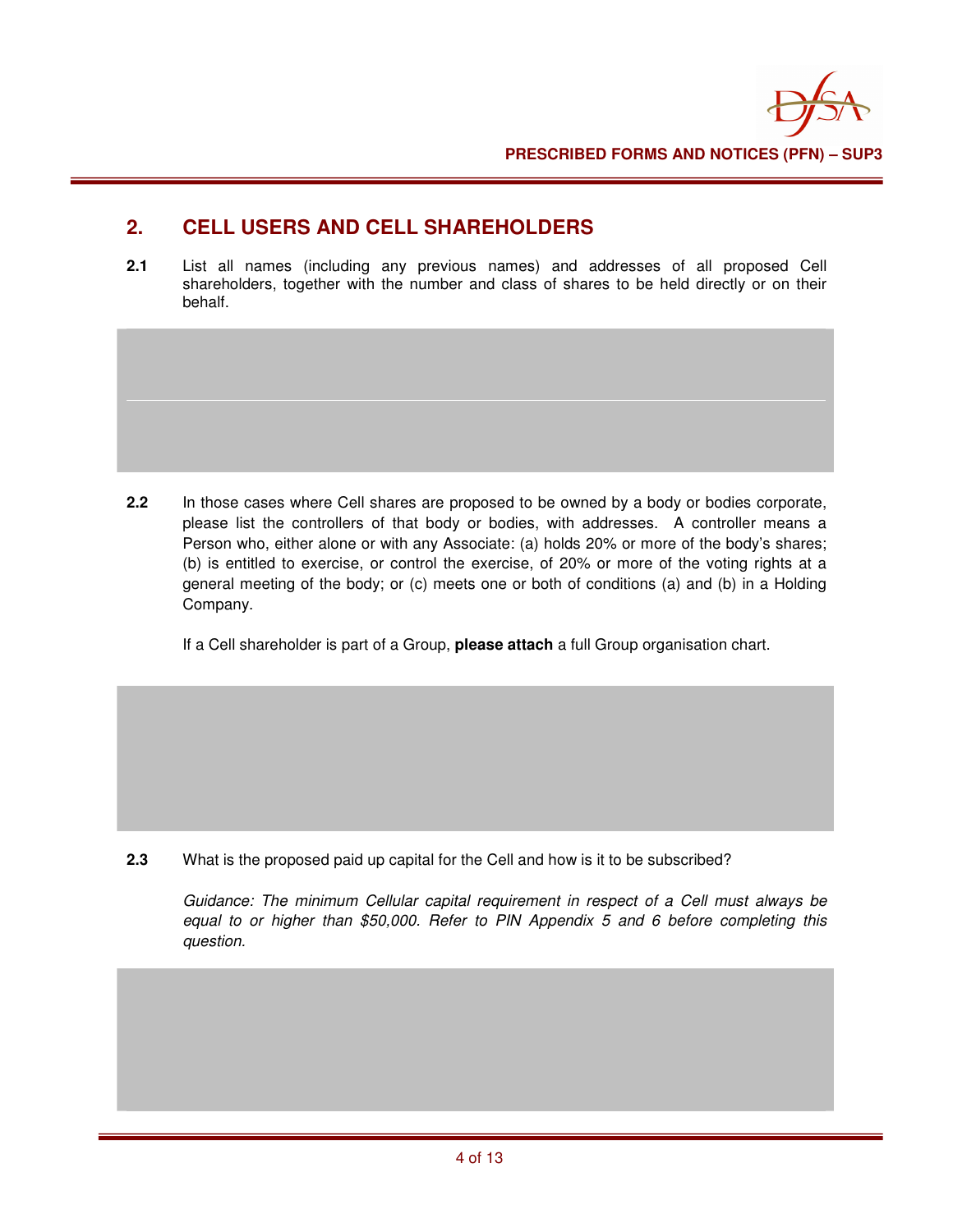## 2. CELL USERS AND CELL SHAREHOLDERS

**2.1** List all names (including any previous names) and addresses of all proposed Cell shareholders, together with the number and class of shares to be held directly or on their behalf.

**2.2** In those cases where Cell shares are proposed to be owned by a body or bodies corporate, please list the controllers of that body or bodies, with addresses. A controller means a Person who, either alone or with any Associate: (a) holds 20% or more of the body's shares; (b) is entitled to exercise, or control the exercise, of 20% or more of the voting rights at a general meeting of the body; or (c) meets one or both of conditions (a) and (b) in a Holding Company.

If a Cell shareholder is part of a Group, **please attach** a full Group organisation chart.

**2.3** What is the proposed paid up capital for the Cell and how is it to be subscribed?

*Guidance: The minimum Cellular capital requirement in respect of a Cell must always be equal to or higher than $50,000. Refer to PIN Appendix 5 and 6 before completing this question.*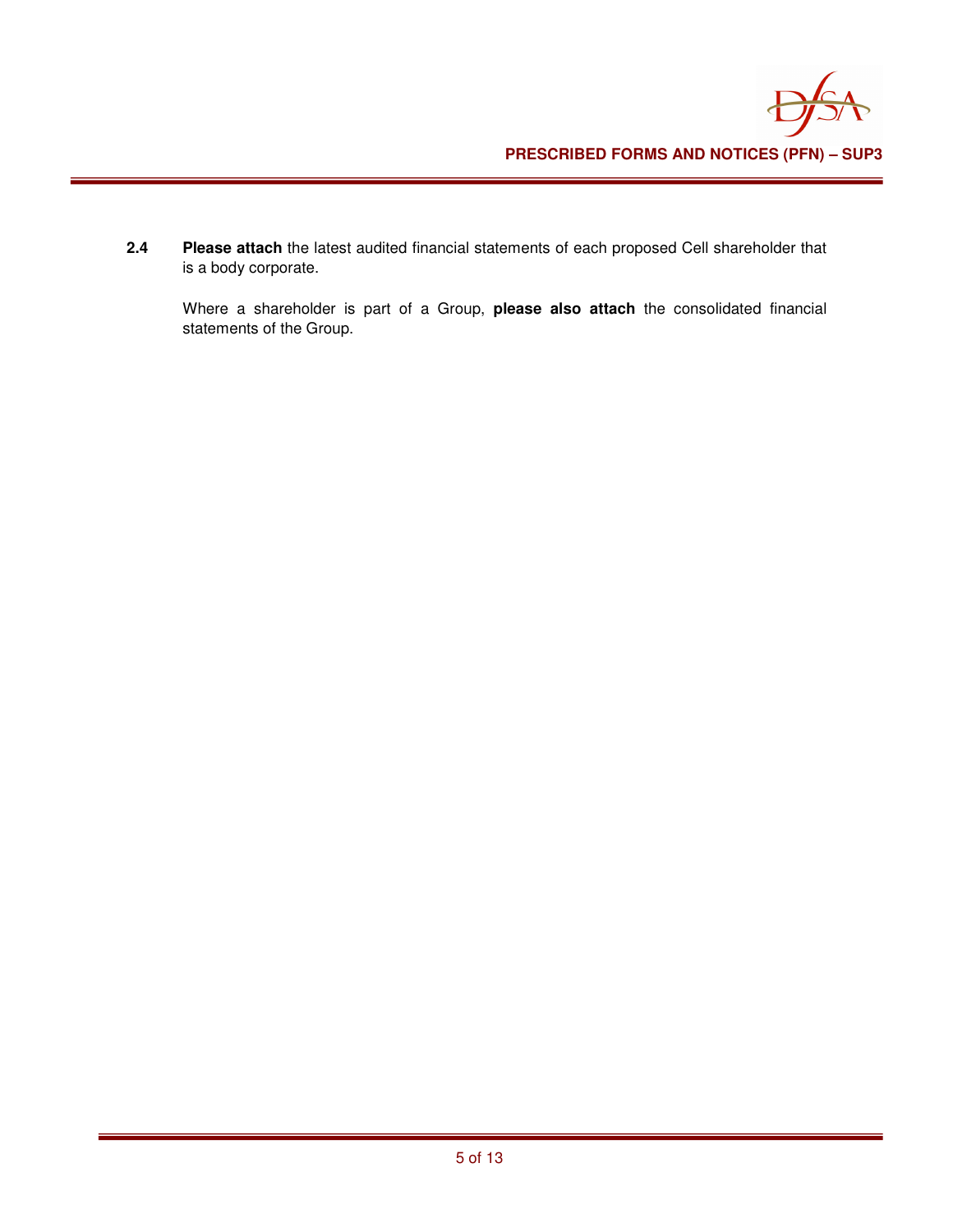**2.4** **Please attach** the latest audited financial statements of each proposed Cell shareholder that is a body corporate.

Where a shareholder is part of a Group, **please also attach** the consolidated financial statements of the Group.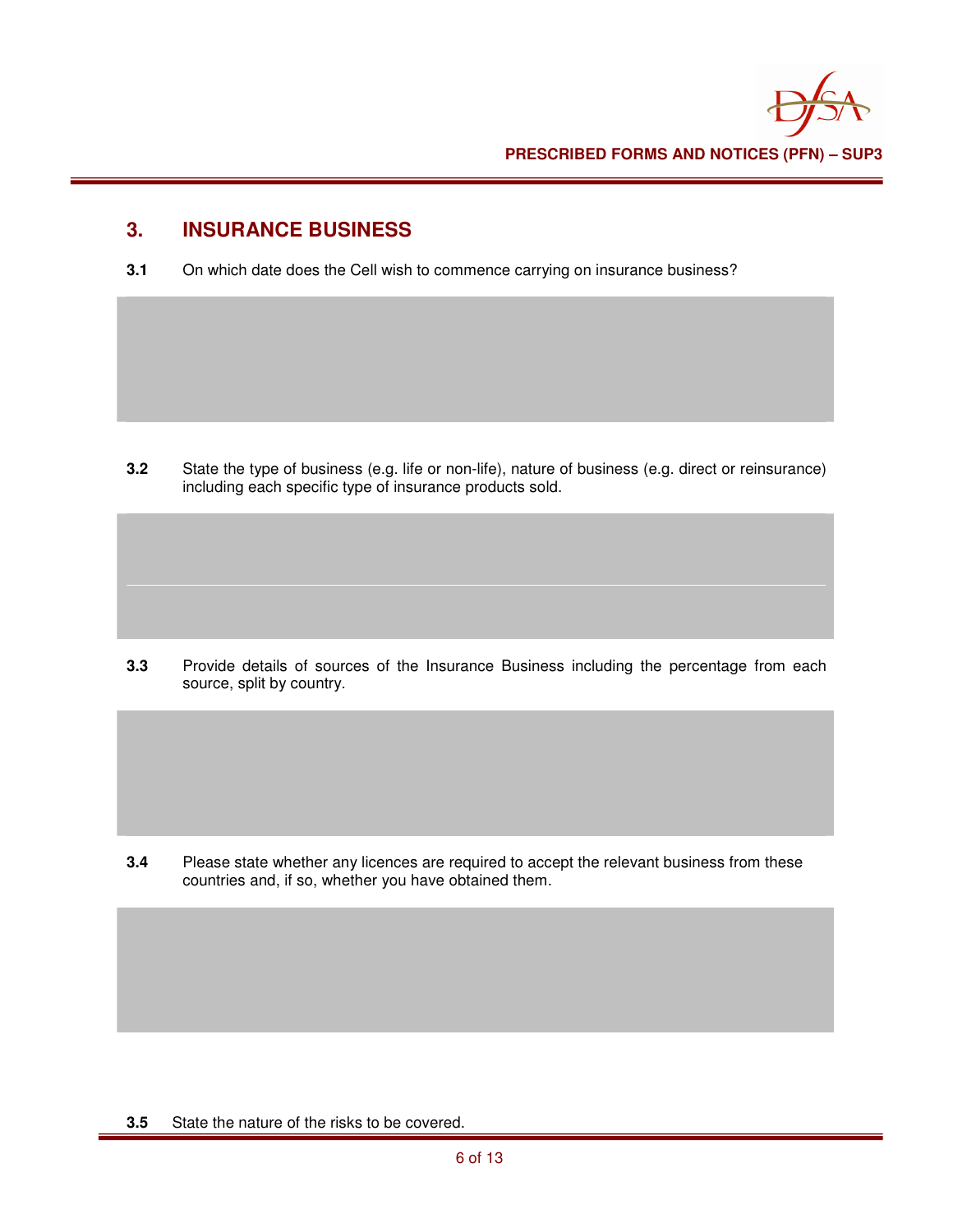## 3. INSURANCE BUSINESS

**3.1** On which date does the Cell wish to commence carrying on insurance business?

**3.2** State the type of business (e.g. life or non-life), nature of business (e.g. direct or reinsurance) including each specific type of insurance products sold.

**3.3** Provide details of sources of the Insurance Business including the percentage from each source, split by country.

**3.4** Please state whether any licences are required to accept the relevant business from these countries and, if so, whether you have obtained them.

**3.5** State the nature of the risks to be covered.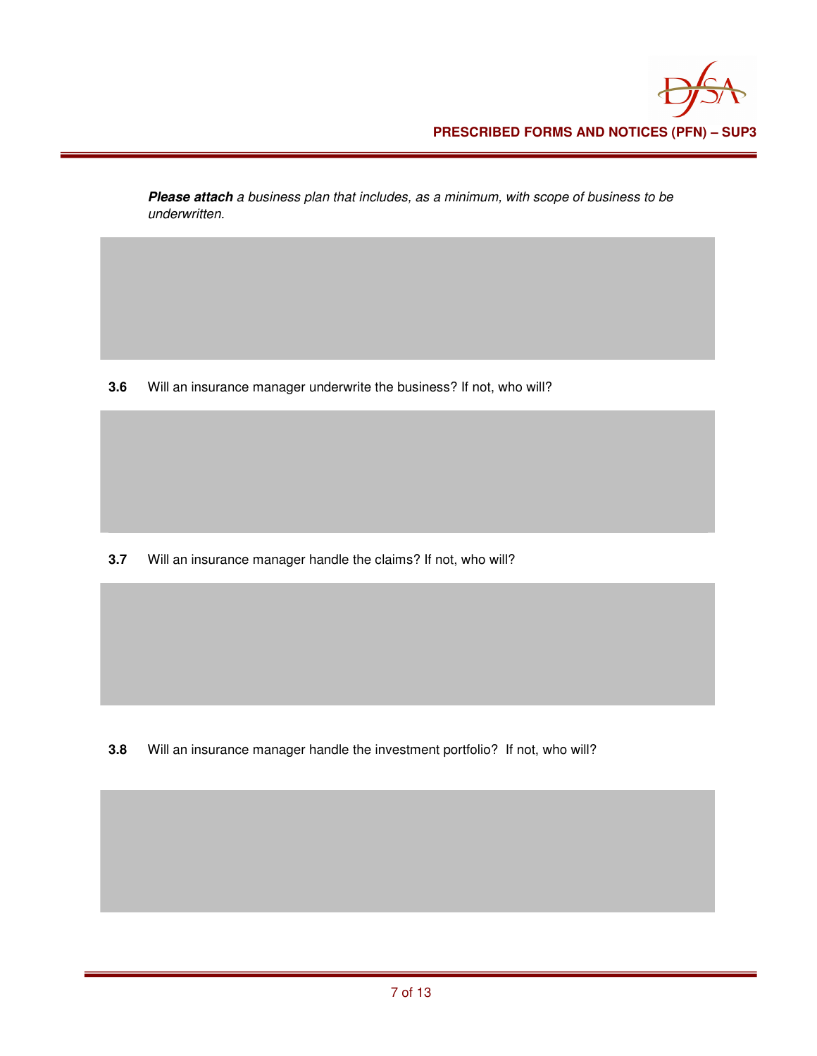***Please attach*** *a business plan that includes, as a minimum, with scope of business to be underwritten.*

**3.6** Will an insurance manager underwrite the business? If not, who will?

**3.7** Will an insurance manager handle the claims? If not, who will?

**3.8** Will an insurance manager handle the investment portfolio? If not, who will?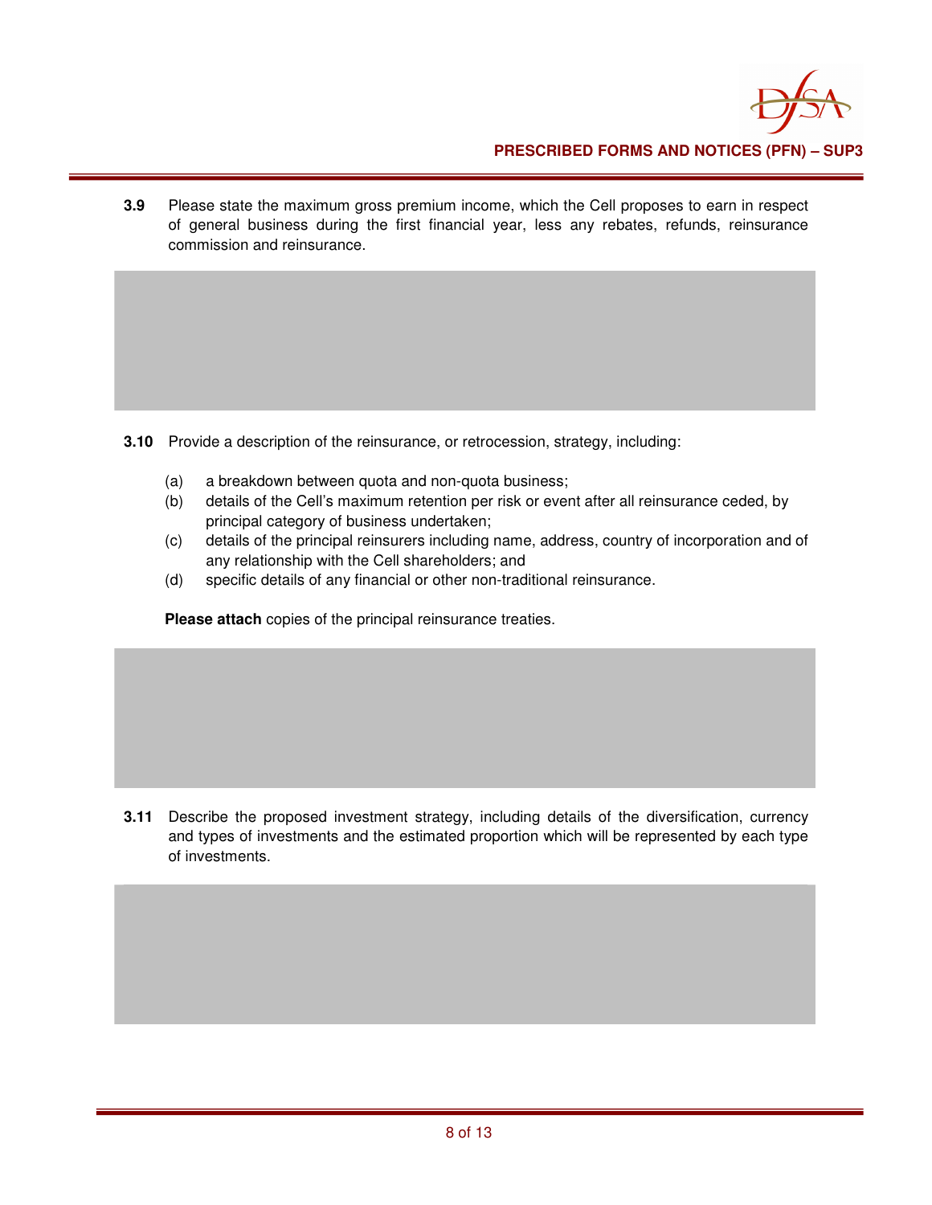**3.9** Please state the maximum gross premium income, which the Cell proposes to earn in respect of general business during the first financial year, less any rebates, refunds, reinsurance commission and reinsurance.

**3.10** Provide a description of the reinsurance, or retrocession, strategy, including:

(a) a breakdown between quota and non-quota business;
(b) details of the Cell's maximum retention per risk or event after all reinsurance ceded, by principal category of business undertaken;
(c) details of the principal reinsurers including name, address, country of incorporation and of any relationship with the Cell shareholders; and
(d) specific details of any financial or other non-traditional reinsurance.

**Please attach** copies of the principal reinsurance treaties.

**3.11** Describe the proposed investment strategy, including details of the diversification, currency and types of investments and the estimated proportion which will be represented by each type of investments.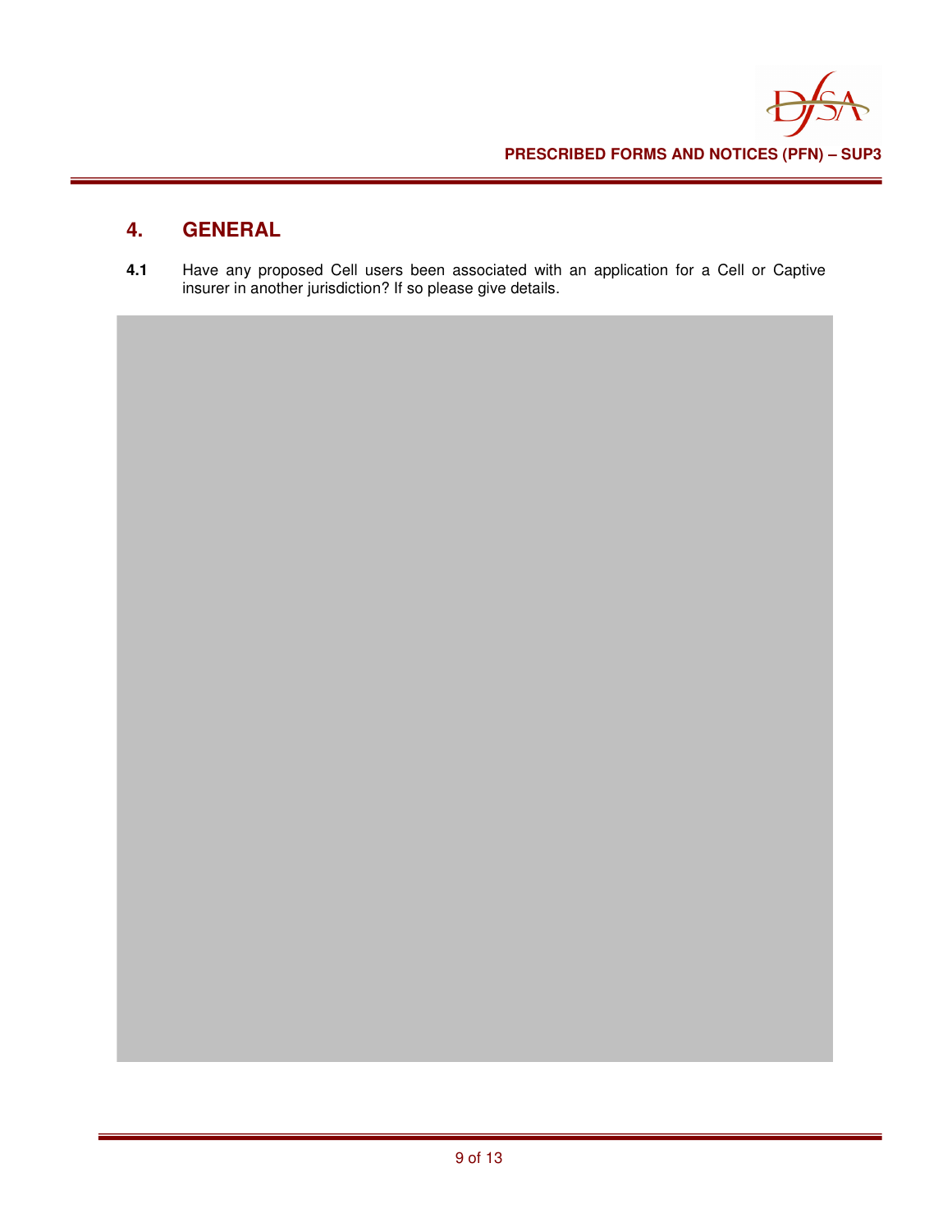## 4. GENERAL

**4.1** Have any proposed Cell users been associated with an application for a Cell or Captive insurer in another jurisdiction? If so please give details.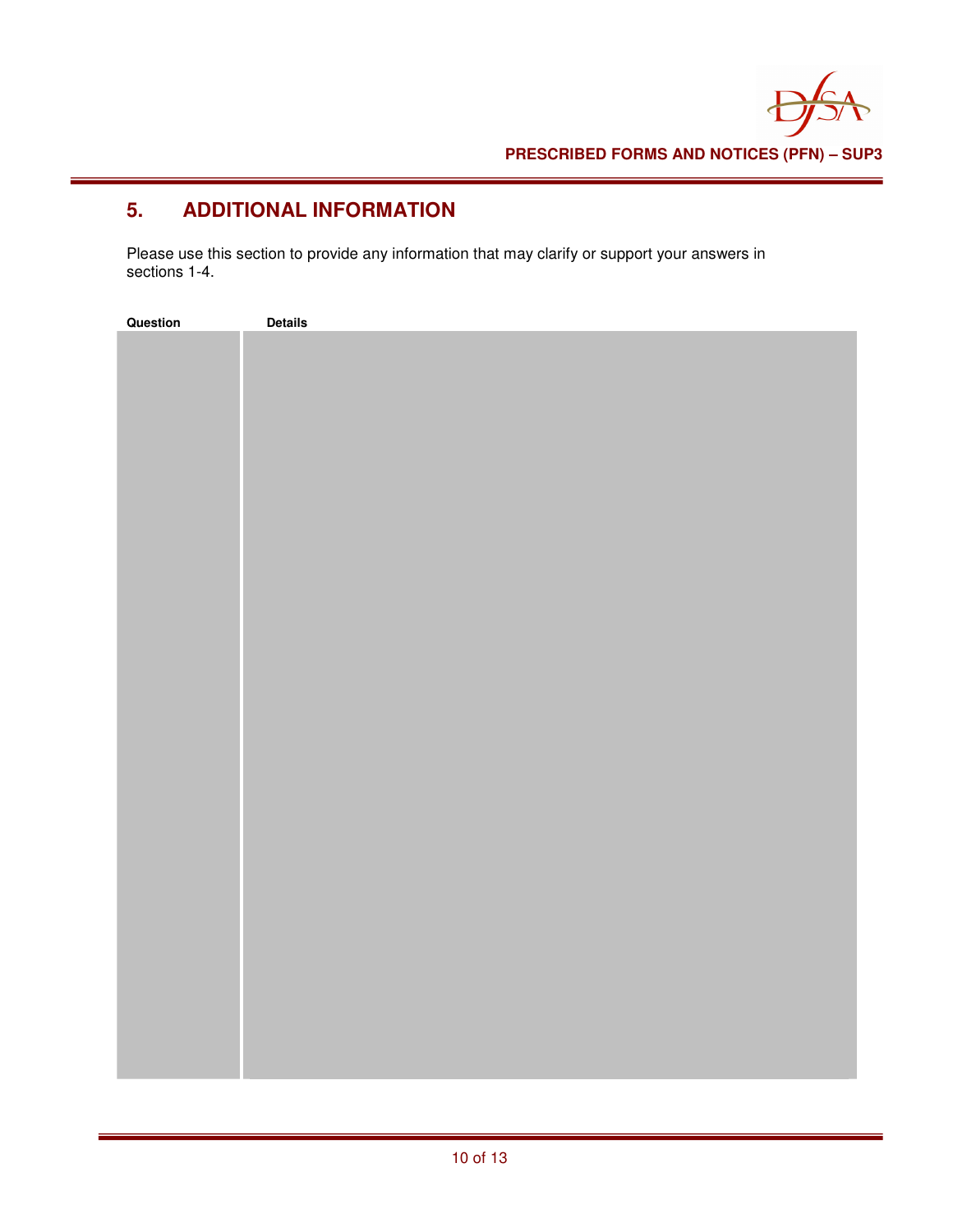## 5. ADDITIONAL INFORMATION

Please use this section to provide any information that may clarify or support your answers in sections 1-4.

| Question | Details |
| --- | --- |
| | |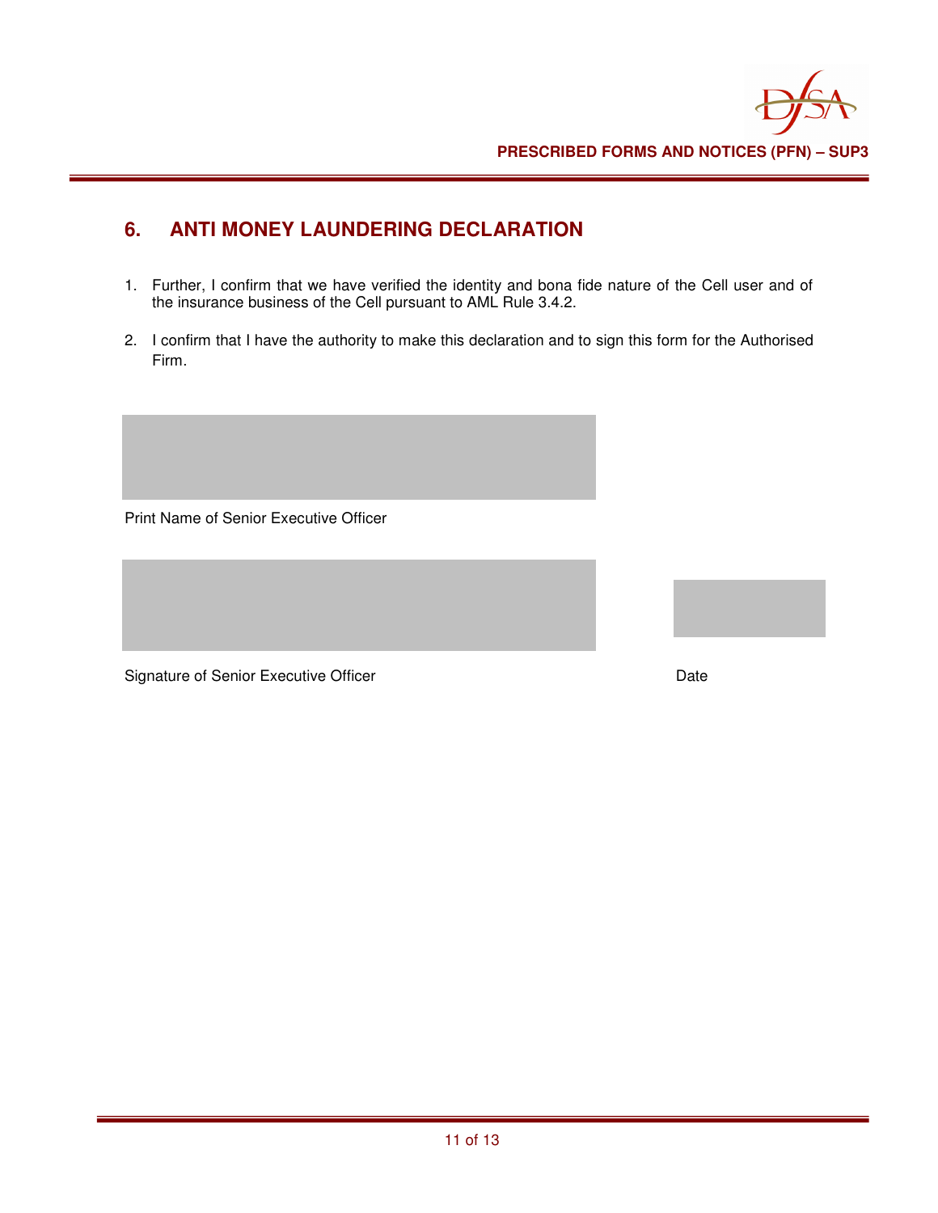## 6. ANTI MONEY LAUNDERING DECLARATION

1. Further, I confirm that we have verified the identity and bona fide nature of the Cell user and of the insurance business of the Cell pursuant to AML Rule 3.4.2.

2. I confirm that I have the authority to make this declaration and to sign this form for the Authorised Firm.

Print Name of Senior Executive Officer

Signature of Senior Executive Officer

Date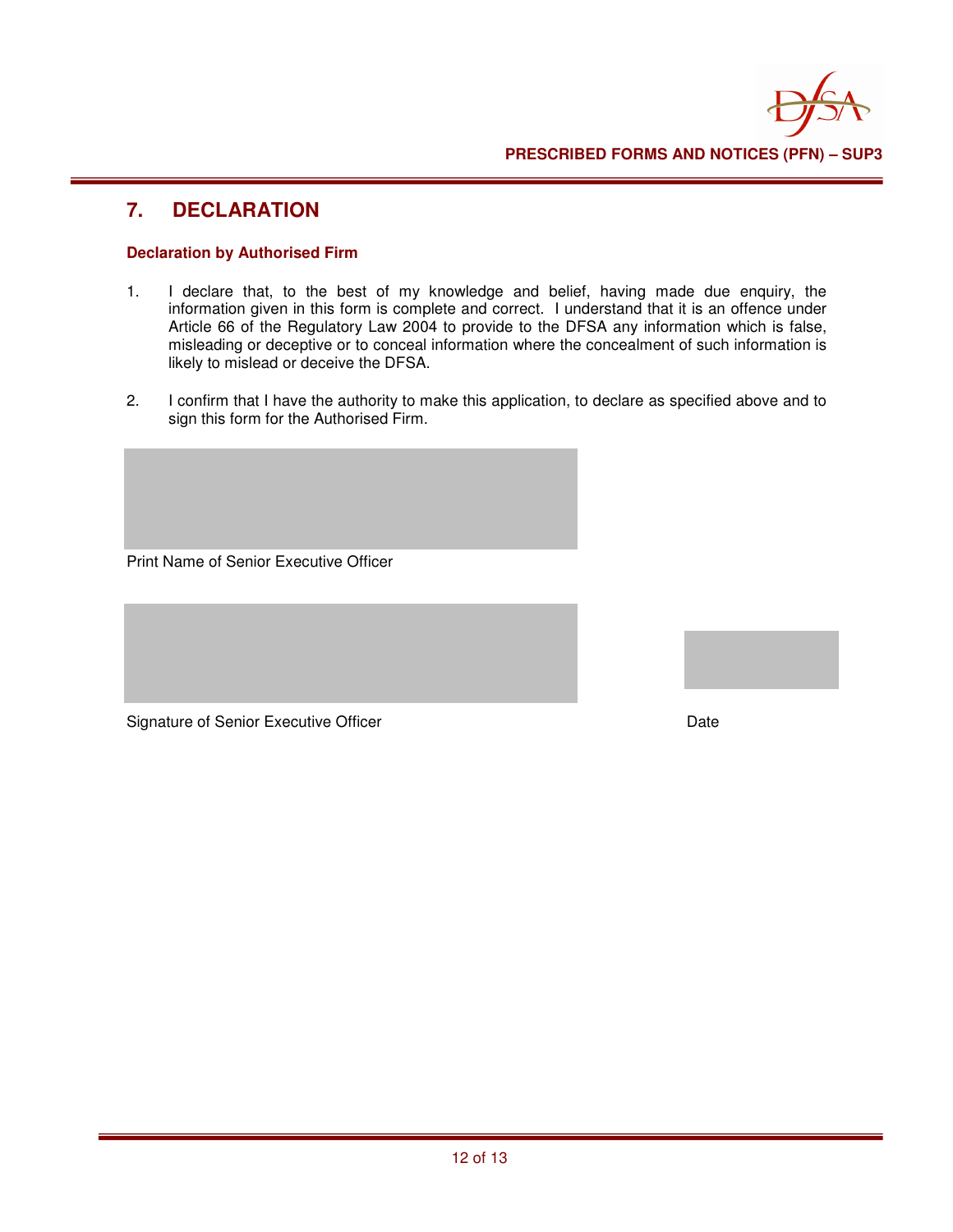## 7. DECLARATION

### Declaration by Authorised Firm

1. I declare that, to the best of my knowledge and belief, having made due enquiry, the information given in this form is complete and correct. I understand that it is an offence under Article 66 of the Regulatory Law 2004 to provide to the DFSA any information which is false, misleading or deceptive or to conceal information where the concealment of such information is likely to mislead or deceive the DFSA.

2. I confirm that I have the authority to make this application, to declare as specified above and to sign this form for the Authorised Firm.

Print Name of Senior Executive Officer

Signature of Senior Executive Officer

Date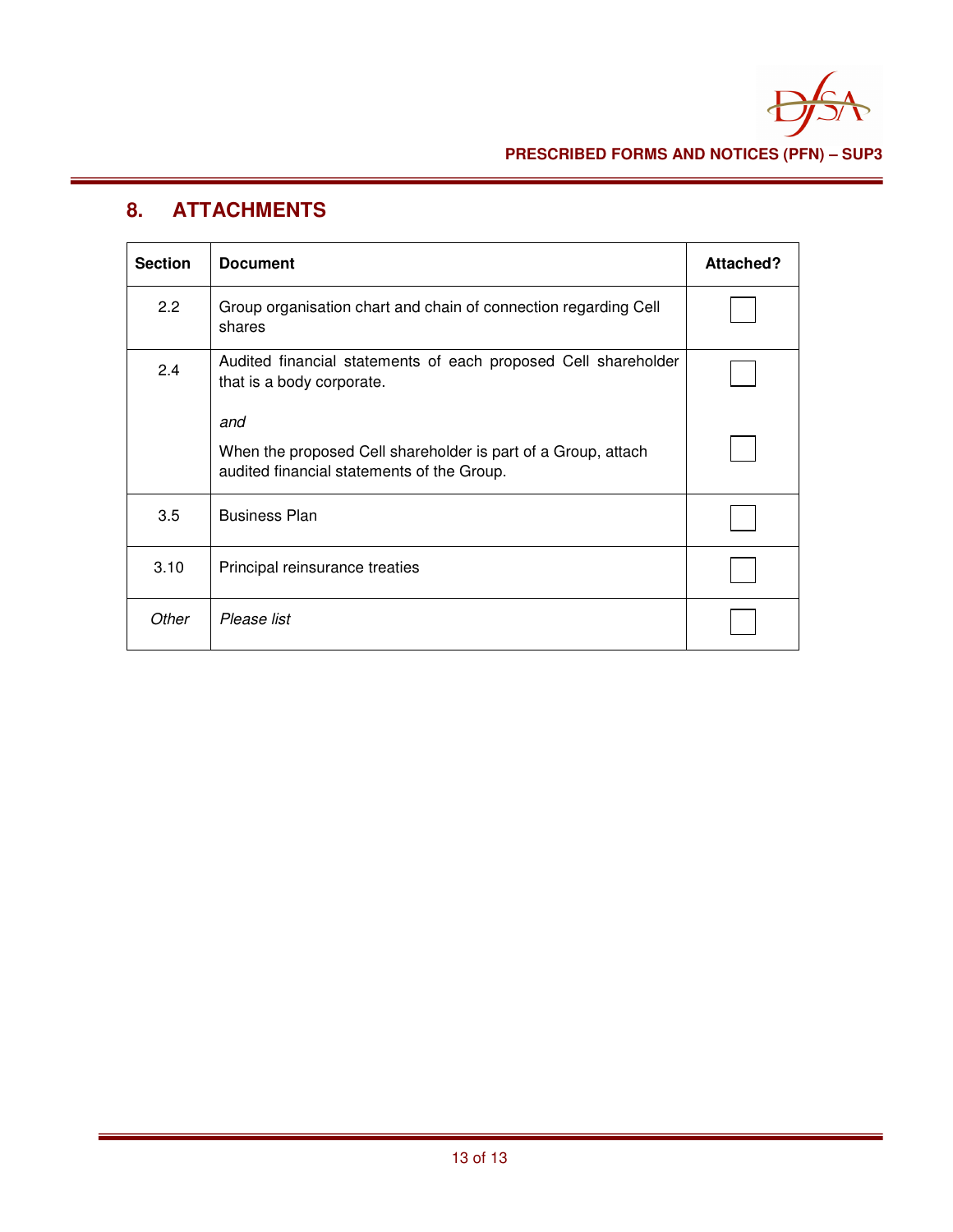## 8. ATTACHMENTS

| Section | Document | Attached? |
|---|---|---|
| 2.2 | Group organisation chart and chain of connection regarding Cell shares | ☐ |
| 2.4 | Audited financial statements of each proposed Cell shareholder that is a body corporate. | ☐ |
| | *and* | |
| | When the proposed Cell shareholder is part of a Group, attach audited financial statements of the Group. | ☐ |
| 3.5 | Business Plan | ☐ |
| 3.10 | Principal reinsurance treaties | ☐ |
| *Other* | *Please list* | ☐ |